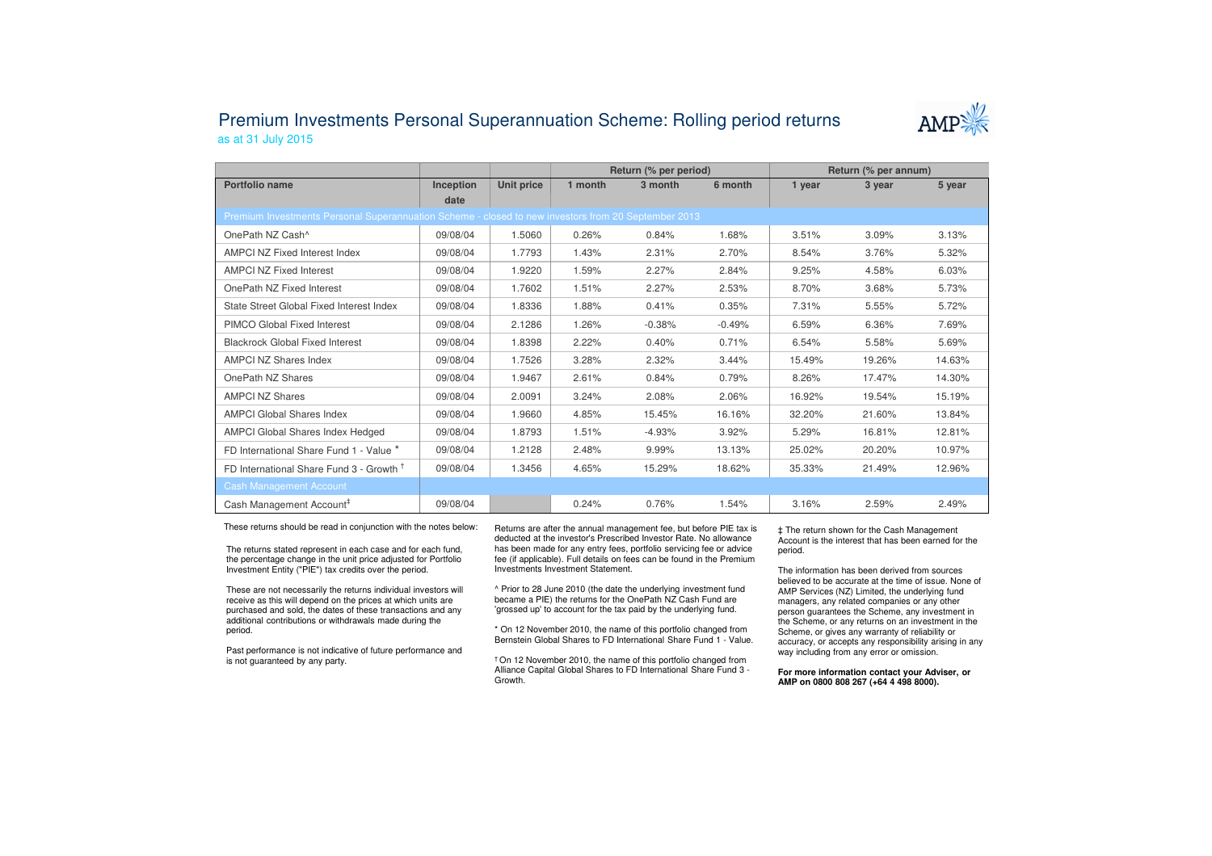# Premium Investments Personal Superannuation Scheme: Rolling period returns

as at 31 July 2015

| Portfolio name | Inception date | Unit price | Return (% per period) 1 month | 3 month | 6 month | Return (% per annum) 1 year | 3 year | 5 year |
|---|---|---|---|---|---|---|---|---|
| **Premium Investments Personal Superannuation Scheme - closed to new investors from 20 September 2013** | | | | | | | | |
| OnePath NZ Cash^ | 09/08/04 | 1.5060 | 0.26% | 0.84% | 1.68% | 3.51% | 3.09% | 3.13% |
| AMPCI NZ Fixed Interest Index | 09/08/04 | 1.7793 | 1.43% | 2.31% | 2.70% | 8.54% | 3.76% | 5.32% |
| AMPCI NZ Fixed Interest | 09/08/04 | 1.9220 | 1.59% | 2.27% | 2.84% | 9.25% | 4.58% | 6.03% |
| OnePath NZ Fixed Interest | 09/08/04 | 1.7602 | 1.51% | 2.27% | 2.53% | 8.70% | 3.68% | 5.73% |
| State Street Global Fixed Interest Index | 09/08/04 | 1.8336 | 1.88% | 0.41% | 0.35% | 7.31% | 5.55% | 5.72% |
| PIMCO Global Fixed Interest | 09/08/04 | 2.1286 | 1.26% | -0.38% | -0.49% | 6.59% | 6.36% | 7.69% |
| Blackrock Global Fixed Interest | 09/08/04 | 1.8398 | 2.22% | 0.40% | 0.71% | 6.54% | 5.58% | 5.69% |
| AMPCI NZ Shares Index | 09/08/04 | 1.7526 | 3.28% | 2.32% | 3.44% | 15.49% | 19.26% | 14.63% |
| OnePath NZ Shares | 09/08/04 | 1.9467 | 2.61% | 0.84% | 0.79% | 8.26% | 17.47% | 14.30% |
| AMPCI NZ Shares | 09/08/04 | 2.0091 | 3.24% | 2.08% | 2.06% | 16.92% | 19.54% | 15.19% |
| AMPCI Global Shares Index | 09/08/04 | 1.9660 | 4.85% | 15.45% | 16.16% | 32.20% | 21.60% | 13.84% |
| AMPCI Global Shares Index Hedged | 09/08/04 | 1.8793 | 1.51% | -4.93% | 3.92% | 5.29% | 16.81% | 12.81% |
| FD International Share Fund 1 - Value * | 09/08/04 | 1.2128 | 2.48% | 9.99% | 13.13% | 25.02% | 20.20% | 10.97% |
| FD International Share Fund 3 - Growth † | 09/08/04 | 1.3456 | 4.65% | 15.29% | 18.62% | 35.33% | 21.49% | 12.96% |
| **Cash Management Account** | | | | | | | | |
| Cash Management Account‡ | 09/08/04 | | 0.24% | 0.76% | 1.54% | 3.16% | 2.59% | 2.49% |

These returns should be read in conjunction with the notes below:

The returns stated represent in each case and for each fund, the percentage change in the unit price adjusted for Portfolio Investment Entity ("PIE") tax credits over the period.

These are not necessarily the returns individual investors will receive as this will depend on the prices at which units are purchased and sold, the dates of these transactions and any additional contributions or withdrawals made during the period.

Past performance is not indicative of future performance and is not guaranteed by any party.

Returns are after the annual management fee, but before PIE tax is deducted at the investor's Prescribed Investor Rate. No allowance has been made for any entry fees, portfolio servicing fee or advice fee (if applicable). Full details on fees can be found in the Premium Investments Investment Statement.

^ Prior to 28 June 2010 (the date the underlying investment fund became a PIE) the returns for the OnePath NZ Cash Fund are 'grossed up' to account for the tax paid by the underlying fund.

* On 12 November 2010, the name of this portfolio changed from Bernstein Global Shares to FD International Share Fund 1 - Value.

† On 12 November 2010, the name of this portfolio changed from Alliance Capital Global Shares to FD International Share Fund 3 - Growth.

‡ The return shown for the Cash Management Account is the interest that has been earned for the period.

The information has been derived from sources believed to be accurate at the time of issue. None of AMP Services (NZ) Limited, the underlying fund managers, any related companies or any other person guarantees the Scheme, any investment in the Scheme, or any returns on an investment in the Scheme, or gives any warranty of reliability or accuracy, or accepts any responsibility arising in any way including from any error or omission.

**For more information contact your Adviser, or AMP on 0800 808 267 (+64 4 498 8000).**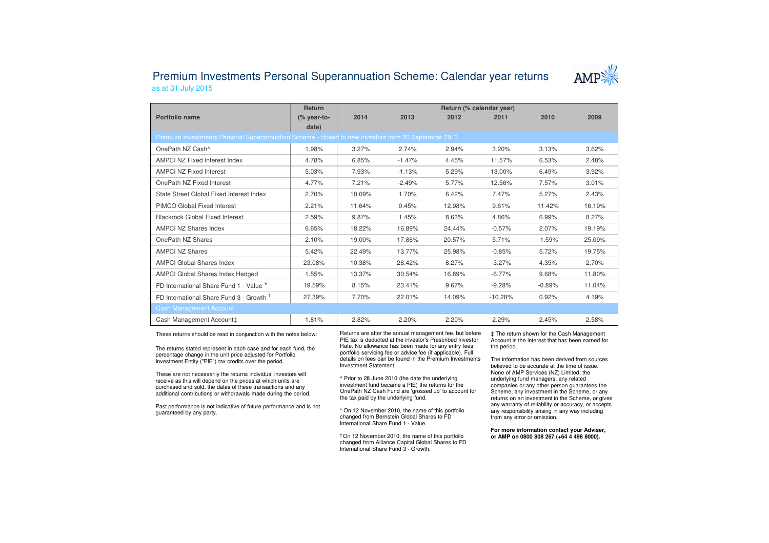# Premium Investments Personal Superannuation Scheme: Calendar year returns

as at 31 July 2015

| Portfolio name | Return (% year-to-date) | Return (% calendar year) | | | | | |
|---|---|---|---|---|---|---|---|
| | | 2014 | 2013 | 2012 | 2011 | 2010 | 2009 |
| Premium Investments Personal Superannuation Scheme - closed to new investors from 20 September 2013 | | | | | | | |
| OnePath NZ Cash^ | 1.98% | 3.27% | 2.74% | 2.94% | 3.20% | 3.13% | 3.62% |
| AMPCI NZ Fixed Interest Index | 4.78% | 6.85% | -1.47% | 4.45% | 11.57% | 6.53% | 2.48% |
| AMPCI NZ Fixed Interest | 5.03% | 7.93% | -1.13% | 5.29% | 13.00% | 6.49% | 3.92% |
| OnePath NZ Fixed Interest | 4.77% | 7.21% | -2.49% | 5.77% | 12.56% | 7.57% | 3.01% |
| State Street Global Fixed Interest Index | 2.70% | 10.09% | 1.70% | 6.42% | 7.47% | 5.27% | 2.43% |
| PIMCO Global Fixed Interest | 2.21% | 11.64% | 0.45% | 12.98% | 9.61% | 11.42% | 16.19% |
| Blackrock Global Fixed Interest | 2.59% | 9.87% | 1.45% | 8.63% | 4.86% | 6.99% | 8.27% |
| AMPCI NZ Shares Index | 6.65% | 18.22% | 16.89% | 24.44% | -0.57% | 2.07% | 19.19% |
| OnePath NZ Shares | 2.10% | 19.00% | 17.86% | 20.57% | 5.71% | -1.59% | 25.09% |
| AMPCI NZ Shares | 5.42% | 22.49% | 13.77% | 25.98% | -0.85% | 5.72% | 19.75% |
| AMPCI Global Shares Index | 23.08% | 10.38% | 26.42% | 8.27% | -3.27% | 4.35% | 2.70% |
| AMPCI Global Shares Index Hedged | 1.55% | 13.37% | 30.54% | 16.89% | -6.77% | 9.68% | 11.80% |
| FD International Share Fund 1 - Value * | 19.59% | 8.15% | 23.41% | 9.67% | -9.28% | -0.89% | 11.04% |
| FD International Share Fund 3 - Growth † | 27.39% | 7.70% | 22.01% | 14.09% | -10.28% | 0.92% | 4.19% |
| Cash Management Account | | | | | | | |
| Cash Management Account‡ | 1.81% | 2.82% | 2.20% | 2.20% | 2.29% | 2.45% | 2.58% |

These returns should be read in conjunction with the notes below:

The returns stated represent in each case and for each fund, the percentage change in the unit price adjusted for Portfolio Investment Entity ("PIE") tax credits over the period.

These are not necessarily the returns individual investors will receive as this will depend on the prices at which units are purchased and sold, the dates of these transactions and any additional contributions or withdrawals made during the period.

Past performance is not indicative of future performance and is not guaranteed by any party.

Returns are after the annual management fee, but before PIE tax is deducted at the investor's Prescribed Investor Rate. No allowance has been made for any entry fees, portfolio servicing fee or advice fee (if applicable). Full details on fees can be found in the Premium Investments Investment Statement.

^ Prior to 28 June 2010 (the date the underlying investment fund became a PIE) the returns for the OnePath NZ Cash Fund are 'grossed up' to account for the tax paid by the underlying fund.

* On 12 November 2010, the name of this portfolio changed from Bernstein Global Shares to FD International Share Fund 1 - Value.

† On 12 November 2010, the name of this portfolio changed from Alliance Capital Global Shares to FD International Share Fund 3 - Growth.

‡ The return shown for the Cash Management Account is the interest that has been earned for the period.

The information has been derived from sources believed to be accurate at the time of issue. None of AMP Services (NZ) Limited, the underlying fund managers, any related companies or any other person guarantees the Scheme, any investment in the Scheme, or any returns on an investment in the Scheme, or gives any warranty of reliability or accuracy, or accepts any responsibility arising in any way including from any error or omission.

**For more information contact your Adviser, or AMP on 0800 808 267 (+64 4 498 8000).**